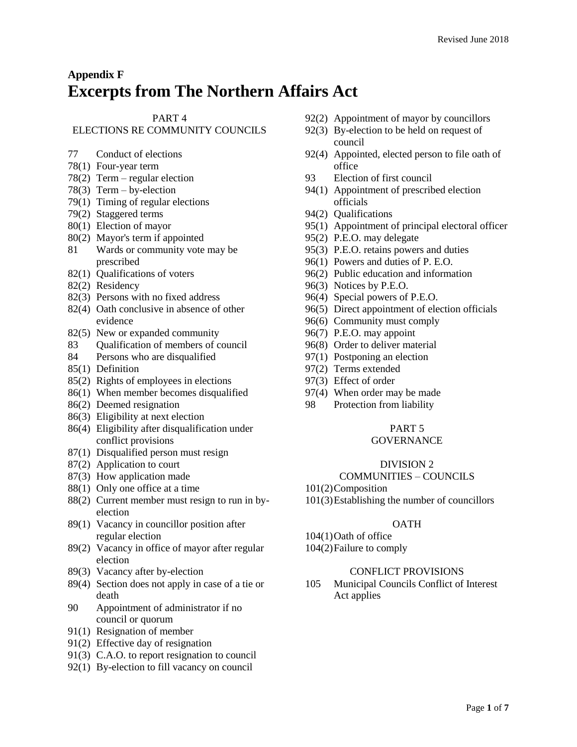## Appendix F

# Excerpts from The Northern Affairs Act

PART 4
ELECTIONS RE COMMUNITY COUNCILS

77 Conduct of elections
78(1) Four-year term
78(2) Term – regular election
78(3) Term – by-election
79(1) Timing of regular elections
79(2) Staggered terms
80(1) Election of mayor
80(2) Mayor's term if appointed
81 Wards or community vote may be prescribed
82(1) Qualifications of voters
82(2) Residency
82(3) Persons with no fixed address
82(4) Oath conclusive in absence of other evidence
82(5) New or expanded community
83 Qualification of members of council
84 Persons who are disqualified
85(1) Definition
85(2) Rights of employees in elections
86(1) When member becomes disqualified
86(2) Deemed resignation
86(3) Eligibility at next election
86(4) Eligibility after disqualification under conflict provisions
87(1) Disqualified person must resign
87(2) Application to court
87(3) How application made
88(1) Only one office at a time
88(2) Current member must resign to run in by-election
89(1) Vacancy in councillor position after regular election
89(2) Vacancy in office of mayor after regular election
89(3) Vacancy after by-election
89(4) Section does not apply in case of a tie or death
90 Appointment of administrator if no council or quorum
91(1) Resignation of member
91(2) Effective day of resignation
91(3) C.A.O. to report resignation to council
92(1) By-election to fill vacancy on council
92(2) Appointment of mayor by councillors
92(3) By-election to be held on request of council
92(4) Appointed, elected person to file oath of office
93 Election of first council
94(1) Appointment of prescribed election officials
94(2) Qualifications
95(1) Appointment of principal electoral officer
95(2) P.E.O. may delegate
95(3) P.E.O. retains powers and duties
96(1) Powers and duties of P. E.O.
96(2) Public education and information
96(3) Notices by P.E.O.
96(4) Special powers of P.E.O.
96(5) Direct appointment of election officials
96(6) Community must comply
96(7) P.E.O. may appoint
96(8) Order to deliver material
97(1) Postponing an election
97(2) Terms extended
97(3) Effect of order
97(4) When order may be made
98 Protection from liability

PART 5
GOVERNANCE

DIVISION 2
COMMUNITIES – COUNCILS

101(2) Composition
101(3) Establishing the number of councillors

OATH

104(1) Oath of office
104(2) Failure to comply

CONFLICT PROVISIONS

105 Municipal Councils Conflict of Interest Act applies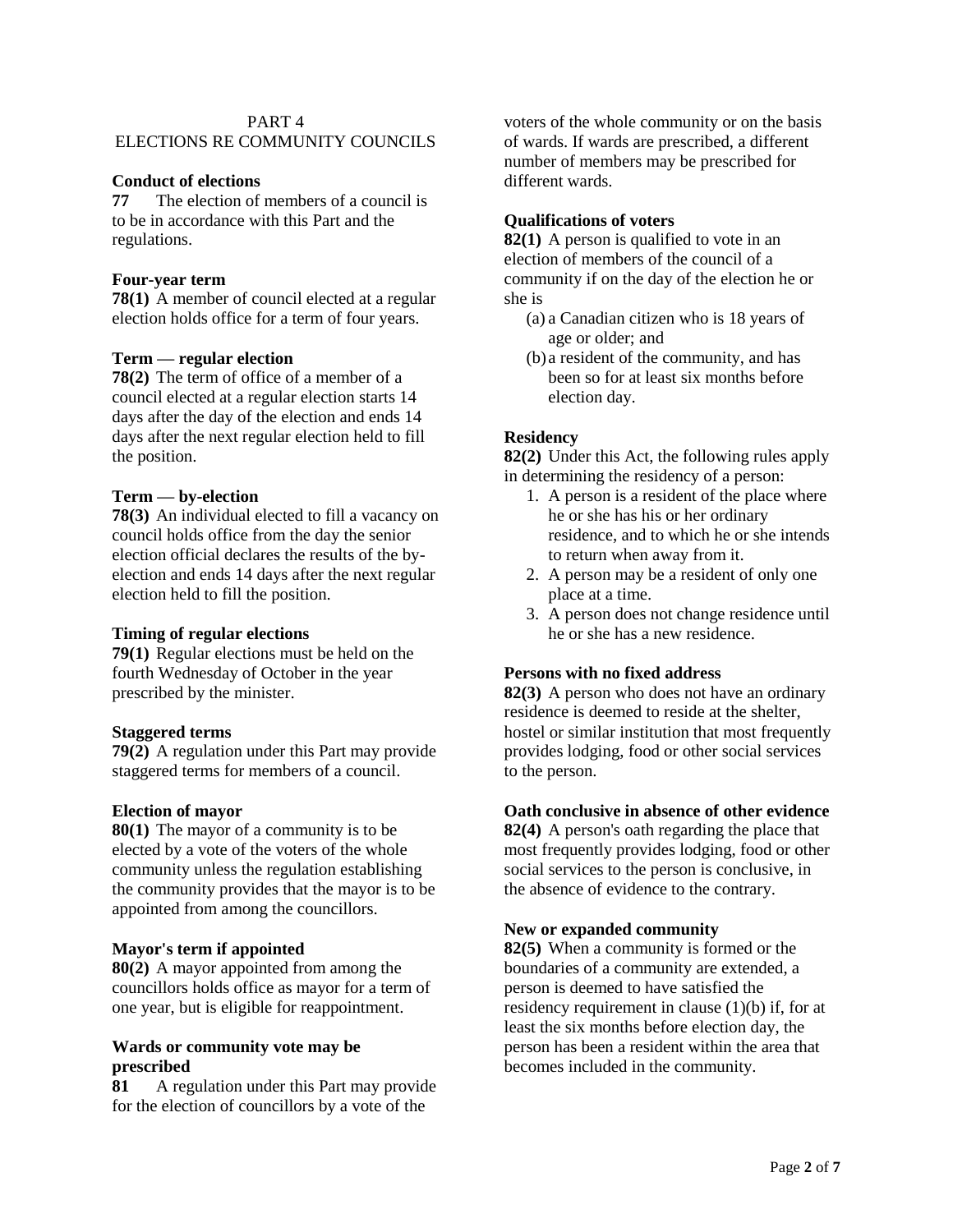## PART 4
## ELECTIONS RE COMMUNITY COUNCILS

**Conduct of elections**

**77** The election of members of a council is to be in accordance with this Part and the regulations.

**Four-year term**

**78(1)** A member of council elected at a regular election holds office for a term of four years.

**Term — regular election**

**78(2)** The term of office of a member of a council elected at a regular election starts 14 days after the day of the election and ends 14 days after the next regular election held to fill the position.

**Term — by-election**

**78(3)** An individual elected to fill a vacancy on council holds office from the day the senior election official declares the results of the by-election and ends 14 days after the next regular election held to fill the position.

**Timing of regular elections**

**79(1)** Regular elections must be held on the fourth Wednesday of October in the year prescribed by the minister.

**Staggered terms**

**79(2)** A regulation under this Part may provide staggered terms for members of a council.

**Election of mayor**

**80(1)** The mayor of a community is to be elected by a vote of the voters of the whole community unless the regulation establishing the community provides that the mayor is to be appointed from among the councillors.

**Mayor's term if appointed**

**80(2)** A mayor appointed from among the councillors holds office as mayor for a term of one year, but is eligible for reappointment.

**Wards or community vote may be prescribed**

**81** A regulation under this Part may provide for the election of councillors by a vote of the voters of the whole community or on the basis of wards. If wards are prescribed, a different number of members may be prescribed for different wards.

**Qualifications of voters**

**82(1)** A person is qualified to vote in an election of members of the council of a community if on the day of the election he or she is

(a) a Canadian citizen who is 18 years of age or older; and

(b) a resident of the community, and has been so for at least six months before election day.

**Residency**

**82(2)** Under this Act, the following rules apply in determining the residency of a person:

1. A person is a resident of the place where he or she has his or her ordinary residence, and to which he or she intends to return when away from it.
2. A person may be a resident of only one place at a time.
3. A person does not change residence until he or she has a new residence.

**Persons with no fixed address**

**82(3)** A person who does not have an ordinary residence is deemed to reside at the shelter, hostel or similar institution that most frequently provides lodging, food or other social services to the person.

**Oath conclusive in absence of other evidence**

**82(4)** A person's oath regarding the place that most frequently provides lodging, food or other social services to the person is conclusive, in the absence of evidence to the contrary.

**New or expanded community**

**82(5)** When a community is formed or the boundaries of a community are extended, a person is deemed to have satisfied the residency requirement in clause (1)(b) if, for at least the six months before election day, the person has been a resident within the area that becomes included in the community.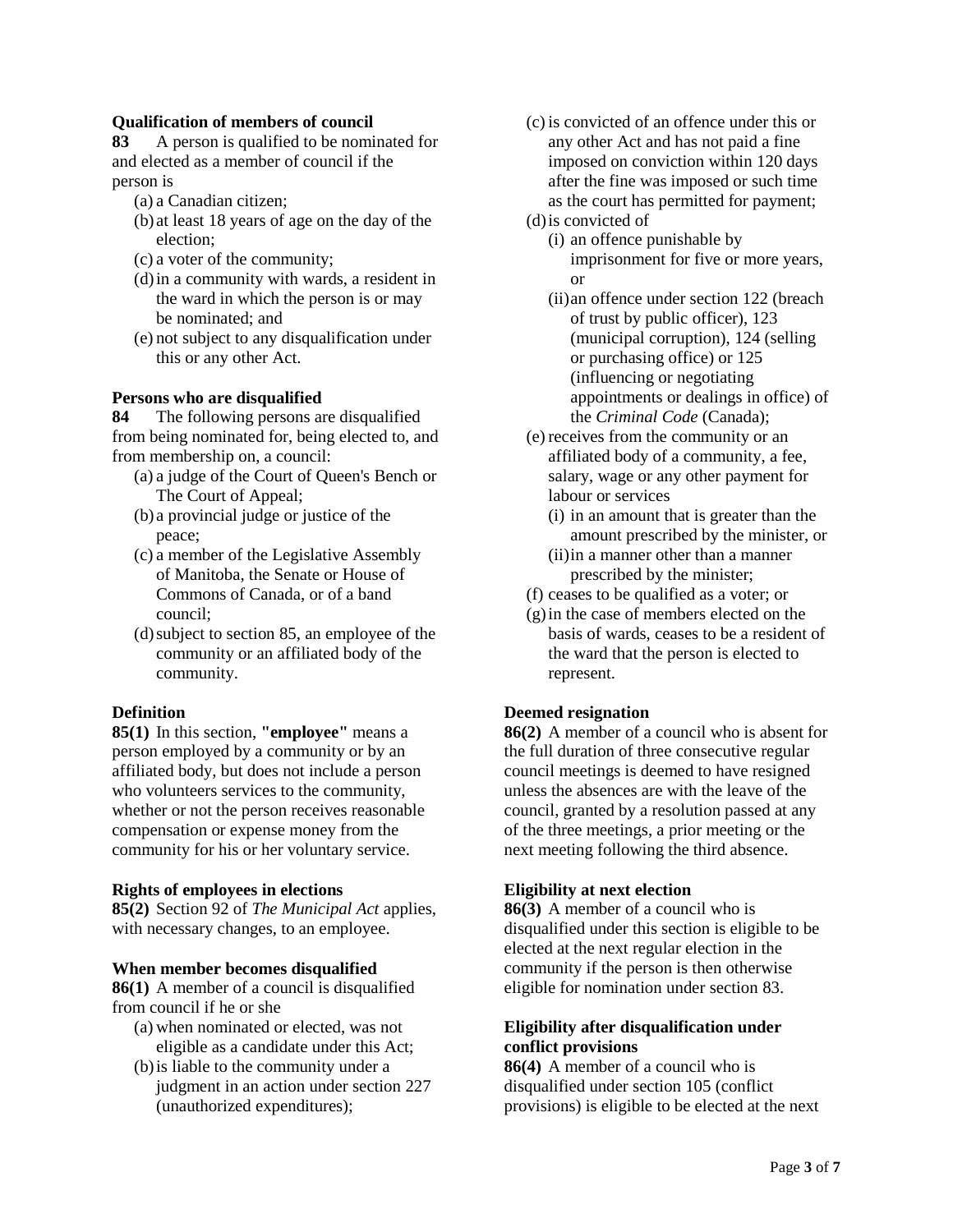**Qualification of members of council**

**83** A person is qualified to be nominated for and elected as a member of council if the person is

(a) a Canadian citizen;

(b) at least 18 years of age on the day of the election;

(c) a voter of the community;

(d) in a community with wards, a resident in the ward in which the person is or may be nominated; and

(e) not subject to any disqualification under this or any other Act.

**Persons who are disqualified**

**84** The following persons are disqualified from being nominated for, being elected to, and from membership on, a council:

(a) a judge of the Court of Queen's Bench or The Court of Appeal;

(b) a provincial judge or justice of the peace;

(c) a member of the Legislative Assembly of Manitoba, the Senate or House of Commons of Canada, or of a band council;

(d) subject to section 85, an employee of the community or an affiliated body of the community.

**Definition**

**85(1)** In this section, **"employee"** means a person employed by a community or by an affiliated body, but does not include a person who volunteers services to the community, whether or not the person receives reasonable compensation or expense money from the community for his or her voluntary service.

**Rights of employees in elections**

**85(2)** Section 92 of *The Municipal Act* applies, with necessary changes, to an employee.

**When member becomes disqualified**

**86(1)** A member of a council is disqualified from council if he or she

(a) when nominated or elected, was not eligible as a candidate under this Act;

(b) is liable to the community under a judgment in an action under section 227 (unauthorized expenditures);

(c) is convicted of an offence under this or any other Act and has not paid a fine imposed on conviction within 120 days after the fine was imposed or such time as the court has permitted for payment;

(d) is convicted of

(i) an offence punishable by imprisonment for five or more years, or

(ii) an offence under section 122 (breach of trust by public officer), 123 (municipal corruption), 124 (selling or purchasing office) or 125 (influencing or negotiating appointments or dealings in office) of the *Criminal Code* (Canada);

(e) receives from the community or an affiliated body of a community, a fee, salary, wage or any other payment for labour or services

(i) in an amount that is greater than the amount prescribed by the minister, or

(ii) in a manner other than a manner prescribed by the minister;

(f) ceases to be qualified as a voter; or

(g) in the case of members elected on the basis of wards, ceases to be a resident of the ward that the person is elected to represent.

**Deemed resignation**

**86(2)** A member of a council who is absent for the full duration of three consecutive regular council meetings is deemed to have resigned unless the absences are with the leave of the council, granted by a resolution passed at any of the three meetings, a prior meeting or the next meeting following the third absence.

**Eligibility at next election**

**86(3)** A member of a council who is disqualified under this section is eligible to be elected at the next regular election in the community if the person is then otherwise eligible for nomination under section 83.

**Eligibility after disqualification under conflict provisions**

**86(4)** A member of a council who is disqualified under section 105 (conflict provisions) is eligible to be elected at the next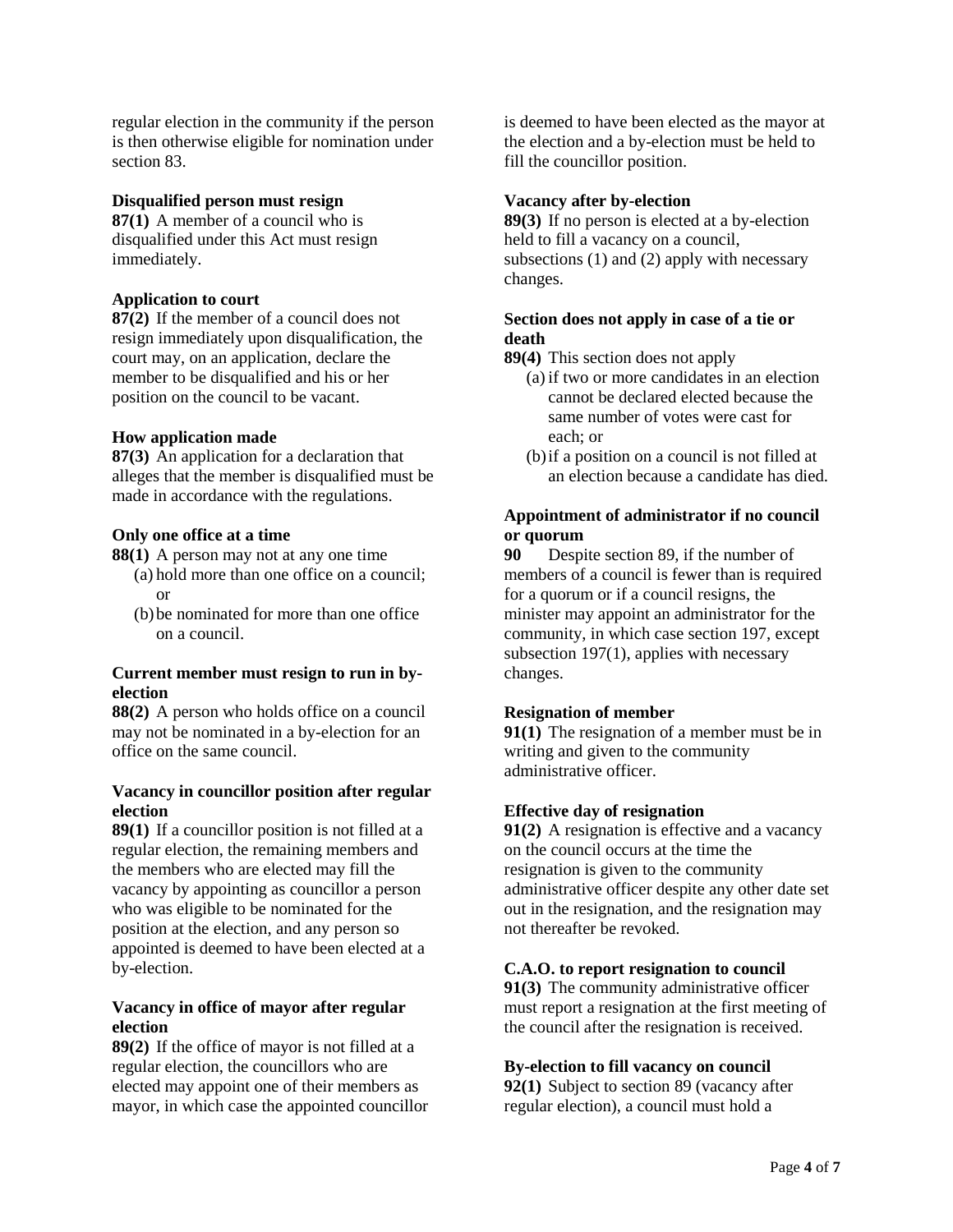regular election in the community if the person is then otherwise eligible for nomination under section 83.

**Disqualified person must resign**

**87(1)** A member of a council who is disqualified under this Act must resign immediately.

**Application to court**

**87(2)** If the member of a council does not resign immediately upon disqualification, the court may, on an application, declare the member to be disqualified and his or her position on the council to be vacant.

**How application made**

**87(3)** An application for a declaration that alleges that the member is disqualified must be made in accordance with the regulations.

**Only one office at a time**

**88(1)** A person may not at any one time

(a) hold more than one office on a council; or

(b) be nominated for more than one office on a council.

**Current member must resign to run in by-election**

**88(2)** A person who holds office on a council may not be nominated in a by-election for an office on the same council.

**Vacancy in councillor position after regular election**

**89(1)** If a councillor position is not filled at a regular election, the remaining members and the members who are elected may fill the vacancy by appointing as councillor a person who was eligible to be nominated for the position at the election, and any person so appointed is deemed to have been elected at a by-election.

**Vacancy in office of mayor after regular election**

**89(2)** If the office of mayor is not filled at a regular election, the councillors who are elected may appoint one of their members as mayor, in which case the appointed councillor is deemed to have been elected as the mayor at the election and a by-election must be held to fill the councillor position.

**Vacancy after by-election**

**89(3)** If no person is elected at a by-election held to fill a vacancy on a council, subsections (1) and (2) apply with necessary changes.

**Section does not apply in case of a tie or death**

**89(4)** This section does not apply

(a) if two or more candidates in an election cannot be declared elected because the same number of votes were cast for each; or

(b) if a position on a council is not filled at an election because a candidate has died.

**Appointment of administrator if no council or quorum**

**90** Despite section 89, if the number of members of a council is fewer than is required for a quorum or if a council resigns, the minister may appoint an administrator for the community, in which case section 197, except subsection 197(1), applies with necessary changes.

**Resignation of member**

**91(1)** The resignation of a member must be in writing and given to the community administrative officer.

**Effective day of resignation**

**91(2)** A resignation is effective and a vacancy on the council occurs at the time the resignation is given to the community administrative officer despite any other date set out in the resignation, and the resignation may not thereafter be revoked.

**C.A.O. to report resignation to council**

**91(3)** The community administrative officer must report a resignation at the first meeting of the council after the resignation is received.

**By-election to fill vacancy on council**

**92(1)** Subject to section 89 (vacancy after regular election), a council must hold a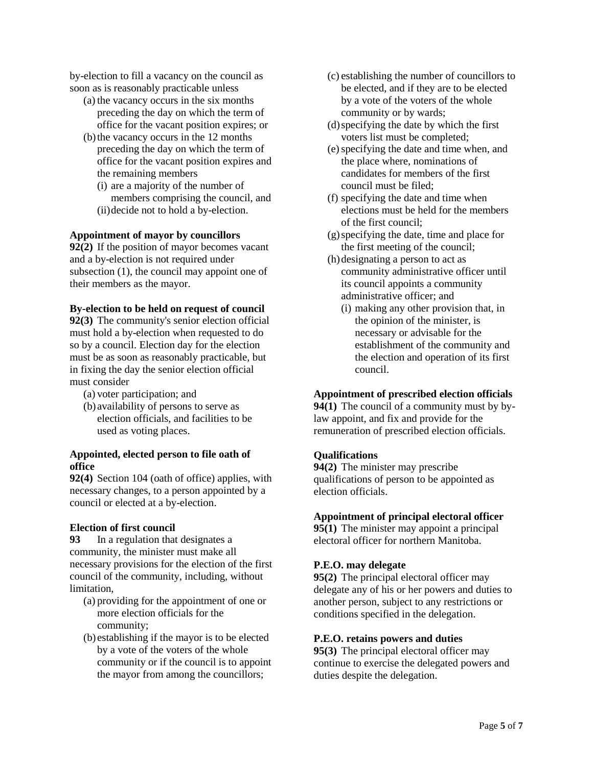by-election to fill a vacancy on the council as soon as is reasonably practicable unless

(a) the vacancy occurs in the six months preceding the day on which the term of office for the vacant position expires; or

(b) the vacancy occurs in the 12 months preceding the day on which the term of office for the vacant position expires and the remaining members

(i) are a majority of the number of members comprising the council, and

(ii) decide not to hold a by-election.

**Appointment of mayor by councillors**

**92(2)** If the position of mayor becomes vacant and a by-election is not required under subsection (1), the council may appoint one of their members as the mayor.

**By-election to be held on request of council**

**92(3)** The community's senior election official must hold a by-election when requested to do so by a council. Election day for the election must be as soon as reasonably practicable, but in fixing the day the senior election official must consider

(a) voter participation; and

(b) availability of persons to serve as election officials, and facilities to be used as voting places.

**Appointed, elected person to file oath of office**

**92(4)** Section 104 (oath of office) applies, with necessary changes, to a person appointed by a council or elected at a by-election.

**Election of first council**

**93** In a regulation that designates a community, the minister must make all necessary provisions for the election of the first council of the community, including, without limitation,

(a) providing for the appointment of one or more election officials for the community;

(b) establishing if the mayor is to be elected by a vote of the voters of the whole community or if the council is to appoint the mayor from among the councillors;

(c) establishing the number of councillors to be elected, and if they are to be elected by a vote of the voters of the whole community or by wards;

(d) specifying the date by which the first voters list must be completed;

(e) specifying the date and time when, and the place where, nominations of candidates for members of the first council must be filed;

(f) specifying the date and time when elections must be held for the members of the first council;

(g) specifying the date, time and place for the first meeting of the council;

(h) designating a person to act as community administrative officer until its council appoints a community administrative officer; and

(i) making any other provision that, in the opinion of the minister, is necessary or advisable for the establishment of the community and the election and operation of its first council.

**Appointment of prescribed election officials**

**94(1)** The council of a community must by by-law appoint, and fix and provide for the remuneration of prescribed election officials.

**Qualifications**

**94(2)** The minister may prescribe qualifications of person to be appointed as election officials.

**Appointment of principal electoral officer**

**95(1)** The minister may appoint a principal electoral officer for northern Manitoba.

**P.E.O. may delegate**

**95(2)** The principal electoral officer may delegate any of his or her powers and duties to another person, subject to any restrictions or conditions specified in the delegation.

**P.E.O. retains powers and duties**

**95(3)** The principal electoral officer may continue to exercise the delegated powers and duties despite the delegation.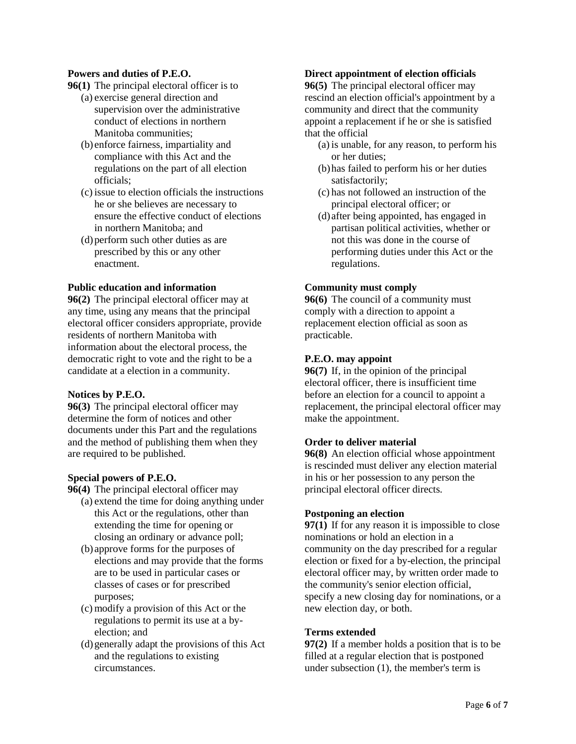**Powers and duties of P.E.O.**

**96(1)** The principal electoral officer is to

(a) exercise general direction and supervision over the administrative conduct of elections in northern Manitoba communities;

(b) enforce fairness, impartiality and compliance with this Act and the regulations on the part of all election officials;

(c) issue to election officials the instructions he or she believes are necessary to ensure the effective conduct of elections in northern Manitoba; and

(d) perform such other duties as are prescribed by this or any other enactment.

**Public education and information**

**96(2)** The principal electoral officer may at any time, using any means that the principal electoral officer considers appropriate, provide residents of northern Manitoba with information about the electoral process, the democratic right to vote and the right to be a candidate at a election in a community.

**Notices by P.E.O.**

**96(3)** The principal electoral officer may determine the form of notices and other documents under this Part and the regulations and the method of publishing them when they are required to be published.

**Special powers of P.E.O.**

**96(4)** The principal electoral officer may

(a) extend the time for doing anything under this Act or the regulations, other than extending the time for opening or closing an ordinary or advance poll;

(b) approve forms for the purposes of elections and may provide that the forms are to be used in particular cases or classes of cases or for prescribed purposes;

(c) modify a provision of this Act or the regulations to permit its use at a by-election; and

(d) generally adapt the provisions of this Act and the regulations to existing circumstances.

**Direct appointment of election officials**

**96(5)** The principal electoral officer may rescind an election official's appointment by a community and direct that the community appoint a replacement if he or she is satisfied that the official

(a) is unable, for any reason, to perform his or her duties;

(b) has failed to perform his or her duties satisfactorily;

(c) has not followed an instruction of the principal electoral officer; or

(d) after being appointed, has engaged in partisan political activities, whether or not this was done in the course of performing duties under this Act or the regulations.

**Community must comply**

**96(6)** The council of a community must comply with a direction to appoint a replacement election official as soon as practicable.

**P.E.O. may appoint**

**96(7)** If, in the opinion of the principal electoral officer, there is insufficient time before an election for a council to appoint a replacement, the principal electoral officer may make the appointment.

**Order to deliver material**

**96(8)** An election official whose appointment is rescinded must deliver any election material in his or her possession to any person the principal electoral officer directs.

**Postponing an election**

**97(1)** If for any reason it is impossible to close nominations or hold an election in a community on the day prescribed for a regular election or fixed for a by-election, the principal electoral officer may, by written order made to the community's senior election official, specify a new closing day for nominations, or a new election day, or both.

**Terms extended**

**97(2)** If a member holds a position that is to be filled at a regular election that is postponed under subsection (1), the member's term is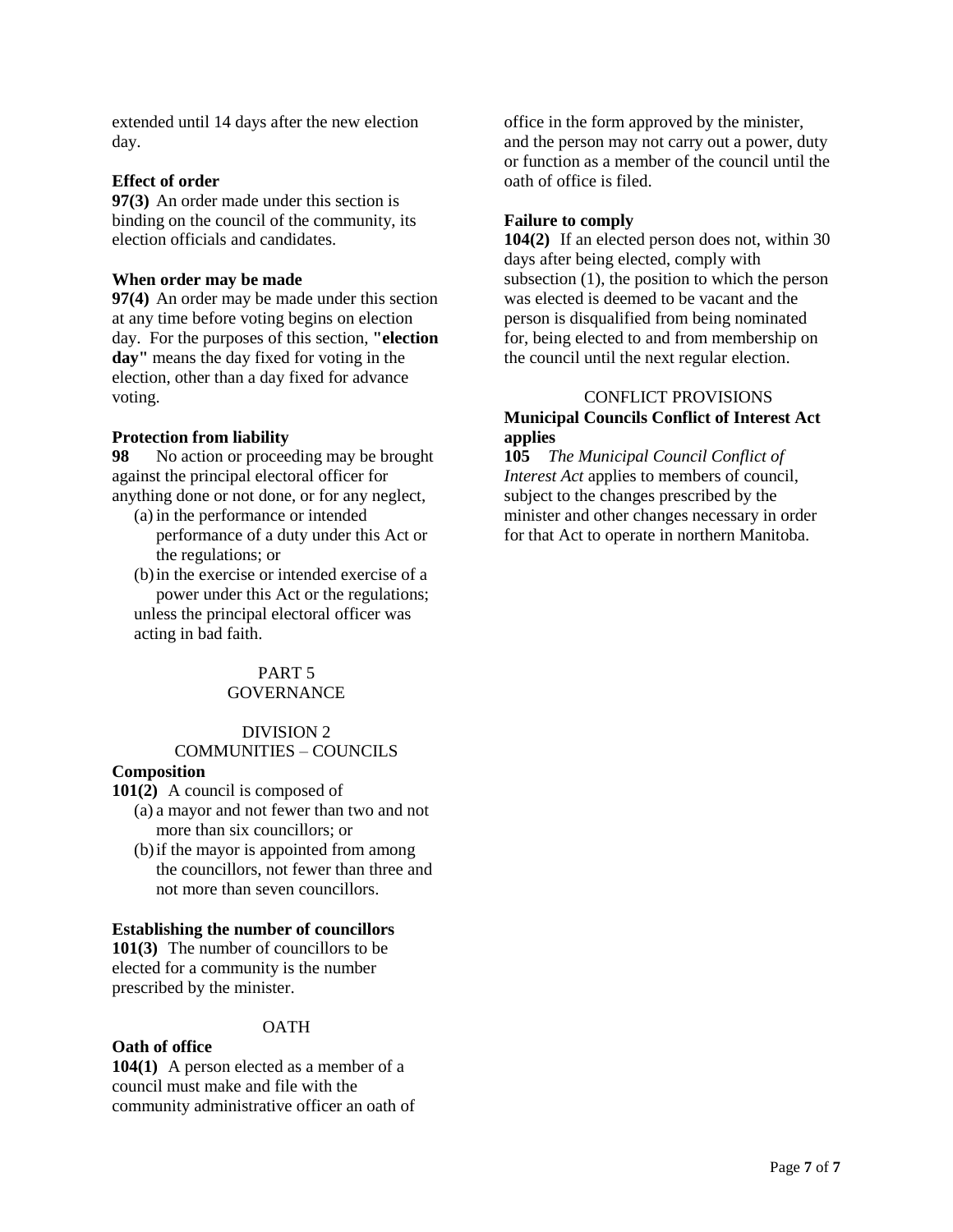extended until 14 days after the new election day.

**Effect of order**

**97(3)** An order made under this section is binding on the council of the community, its election officials and candidates.

**When order may be made**

**97(4)** An order may be made under this section at any time before voting begins on election day. For the purposes of this section, **"election day"** means the day fixed for voting in the election, other than a day fixed for advance voting.

**Protection from liability**

**98** No action or proceeding may be brought against the principal electoral officer for anything done or not done, or for any neglect,

(a) in the performance or intended performance of a duty under this Act or the regulations; or

(b) in the exercise or intended exercise of a power under this Act or the regulations;

unless the principal electoral officer was acting in bad faith.

## PART 5
## GOVERNANCE

### DIVISION 2
### COMMUNITIES – COUNCILS

**Composition**

**101(2)** A council is composed of

(a) a mayor and not fewer than two and not more than six councillors; or

(b) if the mayor is appointed from among the councillors, not fewer than three and not more than seven councillors.

**Establishing the number of councillors**

**101(3)** The number of councillors to be elected for a community is the number prescribed by the minister.

### OATH

**Oath of office**

**104(1)** A person elected as a member of a council must make and file with the community administrative officer an oath of office in the form approved by the minister, and the person may not carry out a power, duty or function as a member of the council until the oath of office is filed.

**Failure to comply**

**104(2)** If an elected person does not, within 30 days after being elected, comply with subsection (1), the position to which the person was elected is deemed to be vacant and the person is disqualified from being nominated for, being elected to and from membership on the council until the next regular election.

### CONFLICT PROVISIONS

**Municipal Councils Conflict of Interest Act applies**

**105** *The Municipal Council Conflict of Interest Act* applies to members of council, subject to the changes prescribed by the minister and other changes necessary in order for that Act to operate in northern Manitoba.